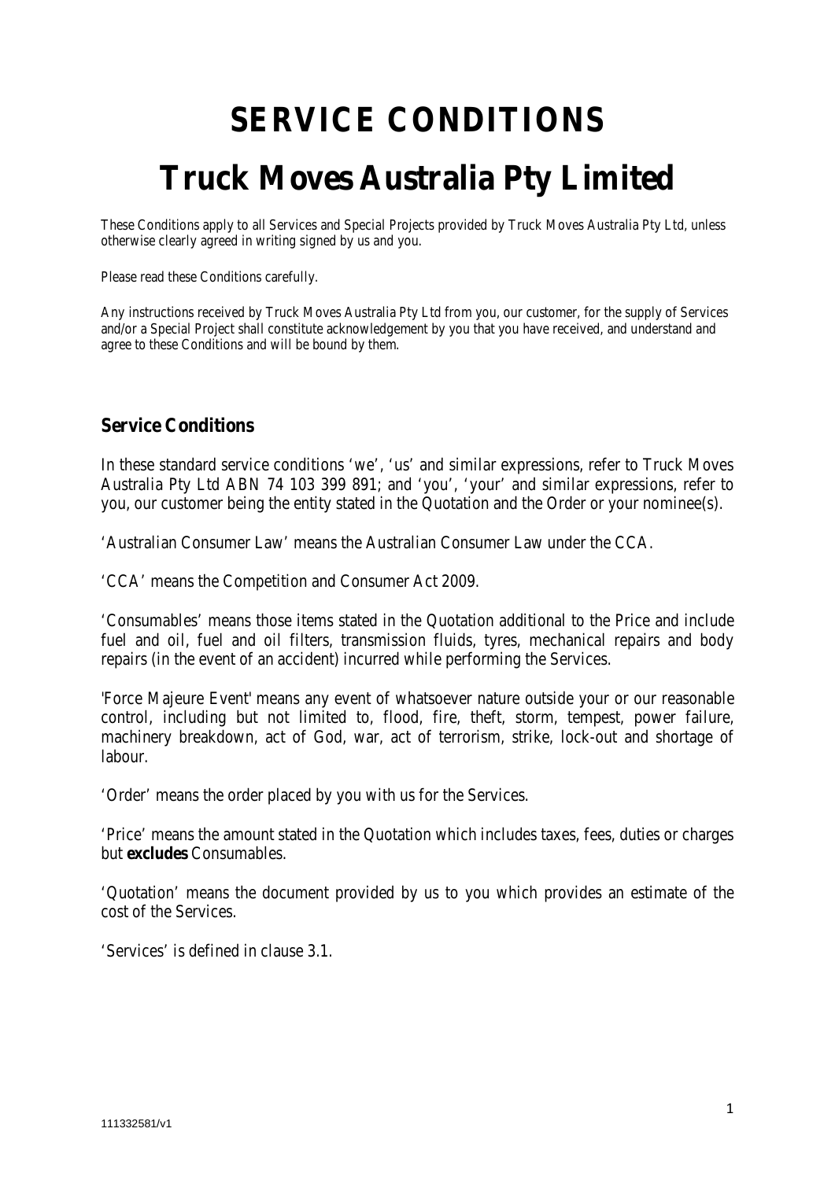# SERVICE CONDITIONS

# Truck Moves Australia Pty Limited

These Conditions apply to all Services and Special Projects provided by Truck Moves Australia Pty Ltd, unless otherwise clearly agreed in writing signed by us and you.

Please read these Conditions carefully.

Any instructions received by Truck Moves Australia Pty Ltd from you, our customer, for the supply of Services and/or a Special Project shall constitute acknowledgement by you that you have received, and understand and agree to these Conditions and will be bound by them.

## Service Conditions

In these standard service conditions 'we', 'us' and similar expressions, refer to Truck Moves Australia Pty Ltd ABN 74 103 399 891; and 'you', 'your' and similar expressions, refer to you, our customer being the entity stated in the Quotation and the Order or your nominee(s).

'Australian Consumer Law' means the Australian Consumer Law under the CCA.

'CCA' means the Competition and Consumer Act 2009.

'Consumables' means those items stated in the Quotation additional to the Price and include fuel and oil, fuel and oil filters, transmission fluids, tyres, mechanical repairs and body repairs (in the event of an accident) incurred while performing the Services.

'Force Majeure Event' means any event of whatsoever nature outside your or our reasonable control, including but not limited to, flood, fire, theft, storm, tempest, power failure, machinery breakdown, act of God, war, act of terrorism, strike, lock-out and shortage of labour.

'Order' means the order placed by you with us for the Services.

'Price' means the amount stated in the Quotation which includes taxes, fees, duties or charges but **excludes** Consumables.

'Quotation' means the document provided by us to you which provides an estimate of the cost of the Services.

'Services' is defined in clause 3.1.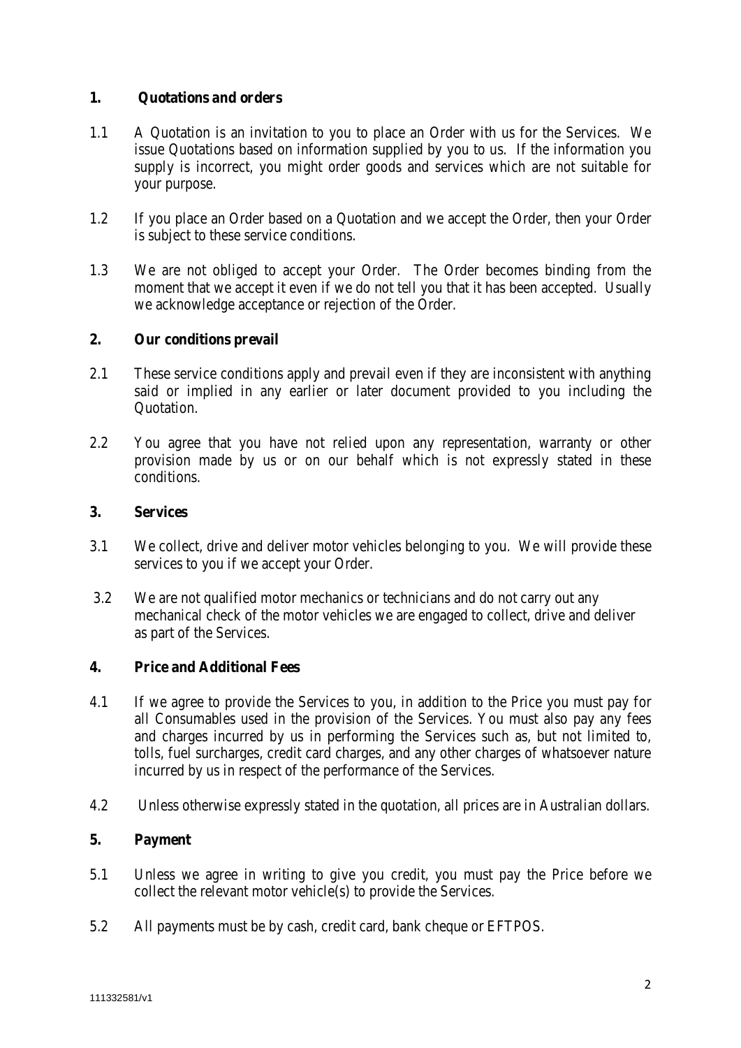## 1. Quotations and orders

1.1 A Quotation is an invitation to you to place an Order with us for the Services. We issue Quotations based on information supplied by you to us. If the information you supply is incorrect, you might order goods and services which are not suitable for your purpose.

1.2 If you place an Order based on a Quotation and we accept the Order, then your Order is subject to these service conditions.

1.3 We are not obliged to accept your Order. The Order becomes binding from the moment that we accept it even if we do not tell you that it has been accepted. Usually we acknowledge acceptance or rejection of the Order.

## 2. Our conditions prevail

2.1 These service conditions apply and prevail even if they are inconsistent with anything said or implied in any earlier or later document provided to you including the Quotation.

2.2 You agree that you have not relied upon any representation, warranty or other provision made by us or on our behalf which is not expressly stated in these conditions.

## 3. Services

3.1 We collect, drive and deliver motor vehicles belonging to you. We will provide these services to you if we accept your Order.

3.2 We are not qualified motor mechanics or technicians and do not carry out any mechanical check of the motor vehicles we are engaged to collect, drive and deliver as part of the Services.

## 4. Price and Additional Fees

4.1 If we agree to provide the Services to you, in addition to the Price you must pay for all Consumables used in the provision of the Services. You must also pay any fees and charges incurred by us in performing the Services such as, but not limited to, tolls, fuel surcharges, credit card charges, and any other charges of whatsoever nature incurred by us in respect of the performance of the Services.

4.2 Unless otherwise expressly stated in the quotation, all prices are in Australian dollars.

## 5. Payment

5.1 Unless we agree in writing to give you credit, you must pay the Price before we collect the relevant motor vehicle(s) to provide the Services.

5.2 All payments must be by cash, credit card, bank cheque or EFTPOS.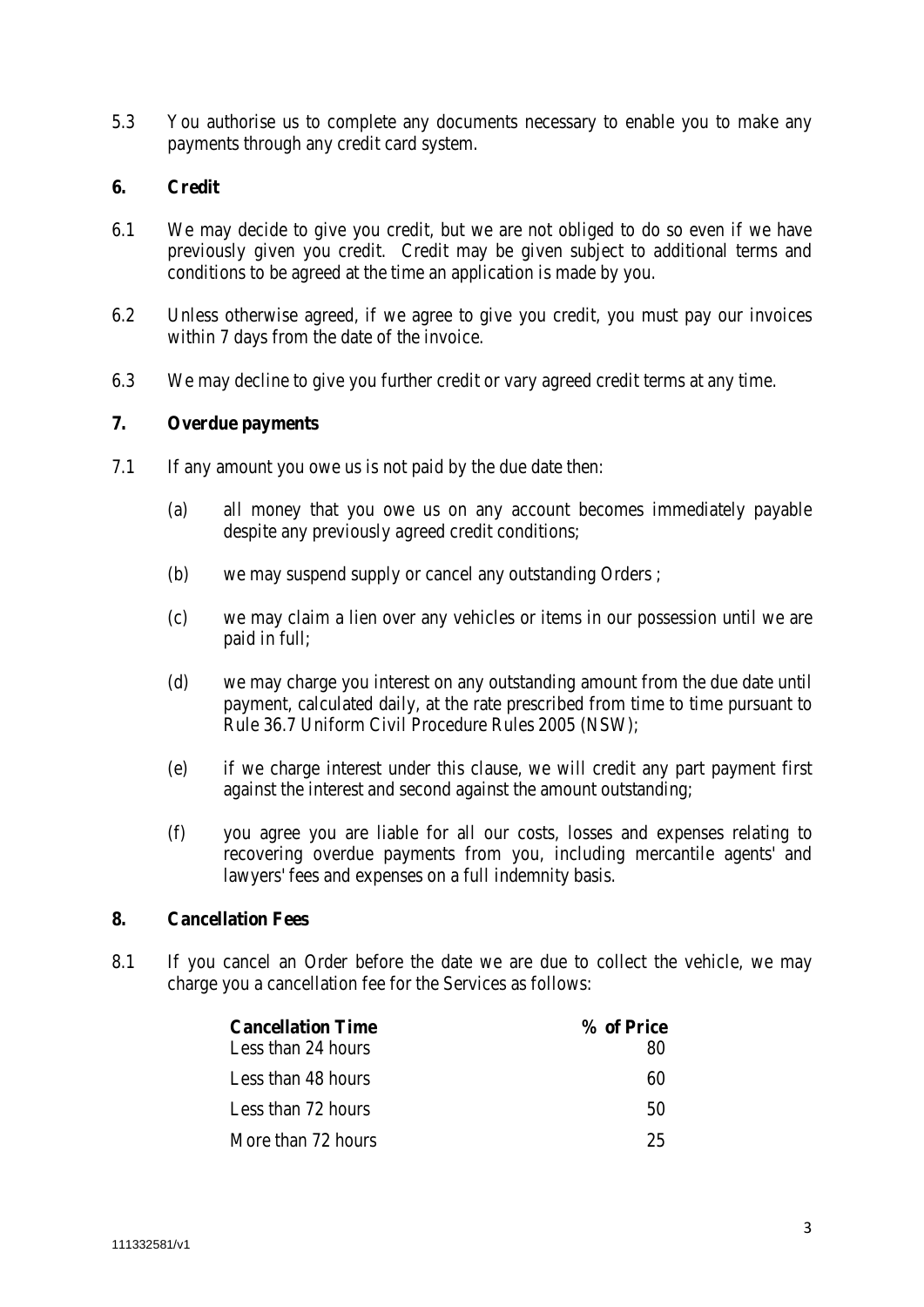5.3 You authorise us to complete any documents necessary to enable you to make any payments through any credit card system.

**6. Credit**

6.1 We may decide to give you credit, but we are not obliged to do so even if we have previously given you credit. Credit may be given subject to additional terms and conditions to be agreed at the time an application is made by you.

6.2 Unless otherwise agreed, if we agree to give you credit, you must pay our invoices within 7 days from the date of the invoice.

6.3 We may decline to give you further credit or vary agreed credit terms at any time.

**7. Overdue payments**

7.1 If any amount you owe us is not paid by the due date then:

(a) all money that you owe us on any account becomes immediately payable despite any previously agreed credit conditions;

(b) we may suspend supply or cancel any outstanding Orders ;

(c) we may claim a lien over any vehicles or items in our possession until we are paid in full;

(d) we may charge you interest on any outstanding amount from the due date until payment, calculated daily, at the rate prescribed from time to time pursuant to Rule 36.7 Uniform Civil Procedure Rules 2005 (NSW);

(e) if we charge interest under this clause, we will credit any part payment first against the interest and second against the amount outstanding;

(f) you agree you are liable for all our costs, losses and expenses relating to recovering overdue payments from you, including mercantile agents' and lawyers' fees and expenses on a full indemnity basis.

**8. Cancellation Fees**

8.1 If you cancel an Order before the date we are due to collect the vehicle, we may charge you a cancellation fee for the Services as follows:

| **Cancellation Time** | **% of Price** |
|---|---|
| Less than 24 hours | 80 |
| Less than 48 hours | 60 |
| Less than 72 hours | 50 |
| More than 72 hours | 25 |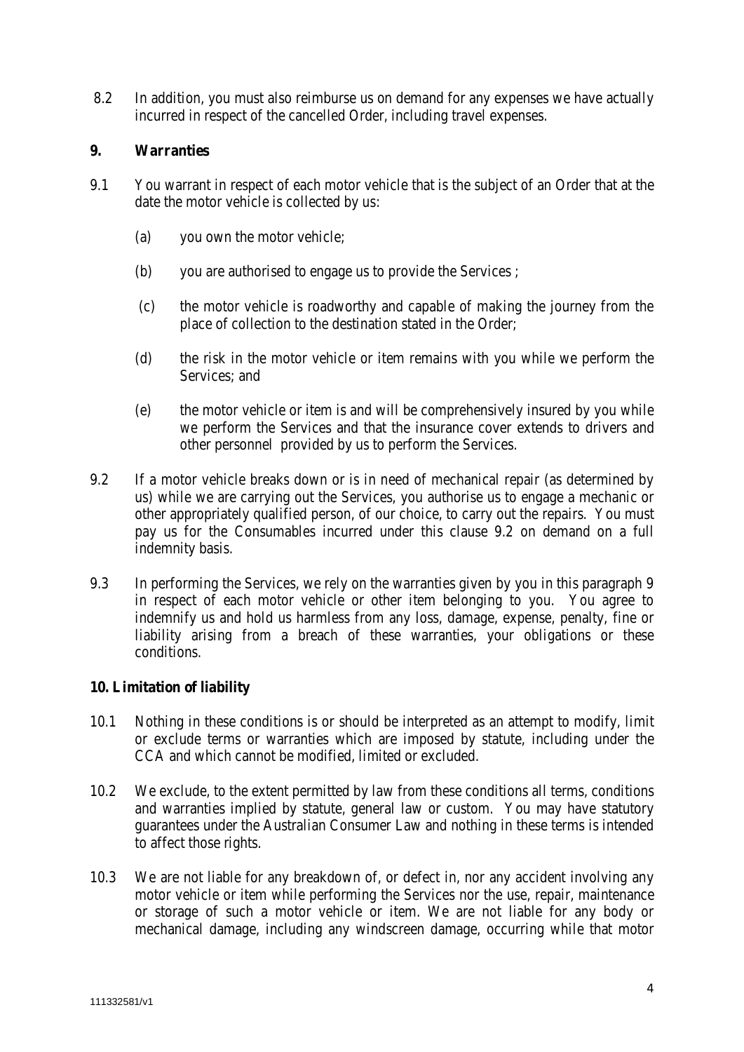8.2 In addition, you must also reimburse us on demand for any expenses we have actually incurred in respect of the cancelled Order, including travel expenses.

**9. Warranties**

9.1 You warrant in respect of each motor vehicle that is the subject of an Order that at the date the motor vehicle is collected by us:

(a) you own the motor vehicle;

(b) you are authorised to engage us to provide the Services ;

(c) the motor vehicle is roadworthy and capable of making the journey from the place of collection to the destination stated in the Order;

(d) the risk in the motor vehicle or item remains with you while we perform the Services; and

(e) the motor vehicle or item is and will be comprehensively insured by you while we perform the Services and that the insurance cover extends to drivers and other personnel provided by us to perform the Services.

9.2 If a motor vehicle breaks down or is in need of mechanical repair (as determined by us) while we are carrying out the Services, you authorise us to engage a mechanic or other appropriately qualified person, of our choice, to carry out the repairs. You must pay us for the Consumables incurred under this clause 9.2 on demand on a full indemnity basis.

9.3 In performing the Services, we rely on the warranties given by you in this paragraph 9 in respect of each motor vehicle or other item belonging to you. You agree to indemnify us and hold us harmless from any loss, damage, expense, penalty, fine or liability arising from a breach of these warranties, your obligations or these conditions.

**10. Limitation of liability**

10.1 Nothing in these conditions is or should be interpreted as an attempt to modify, limit or exclude terms or warranties which are imposed by statute, including under the CCA and which cannot be modified, limited or excluded.

10.2 We exclude, to the extent permitted by law from these conditions all terms, conditions and warranties implied by statute, general law or custom. You may have statutory guarantees under the Australian Consumer Law and nothing in these terms is intended to affect those rights.

10.3 We are not liable for any breakdown of, or defect in, nor any accident involving any motor vehicle or item while performing the Services nor the use, repair, maintenance or storage of such a motor vehicle or item. We are not liable for any body or mechanical damage, including any windscreen damage, occurring while that motor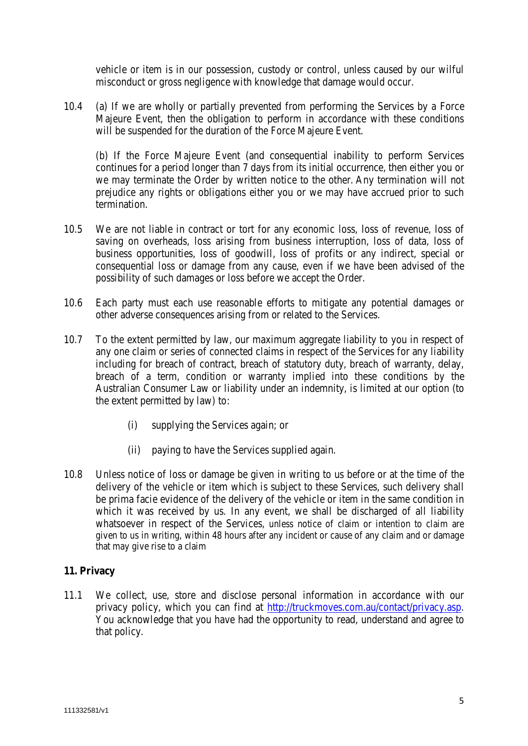vehicle or item is in our possession, custody or control, unless caused by our wilful misconduct or gross negligence with knowledge that damage would occur.

10.4 (a) If we are wholly or partially prevented from performing the Services by a Force Majeure Event, then the obligation to perform in accordance with these conditions will be suspended for the duration of the Force Majeure Event.

(b) If the Force Majeure Event (and consequential inability to perform Services continues for a period longer than 7 days from its initial occurrence, then either you or we may terminate the Order by written notice to the other. Any termination will not prejudice any rights or obligations either you or we may have accrued prior to such termination.

10.5 We are not liable in contract or tort for any economic loss, loss of revenue, loss of saving on overheads, loss arising from business interruption, loss of data, loss of business opportunities, loss of goodwill, loss of profits or any indirect, special or consequential loss or damage from any cause, even if we have been advised of the possibility of such damages or loss before we accept the Order.

10.6 Each party must each use reasonable efforts to mitigate any potential damages or other adverse consequences arising from or related to the Services.

10.7 To the extent permitted by law, our maximum aggregate liability to you in respect of any one claim or series of connected claims in respect of the Services for any liability including for breach of contract, breach of statutory duty, breach of warranty, delay, breach of a term, condition or warranty implied into these conditions by the Australian Consumer Law or liability under an indemnity, is limited at our option (to the extent permitted by law) to:

(i) supplying the Services again; or

(ii) paying to have the Services supplied again.

10.8 Unless notice of loss or damage be given in writing to us before or at the time of the delivery of the vehicle or item which is subject to these Services, such delivery shall be prima facie evidence of the delivery of the vehicle or item in the same condition in which it was received by us. In any event, we shall be discharged of all liability whatsoever in respect of the Services, unless notice of claim or intention to claim are given to us in writing, within 48 hours after any incident or cause of any claim and or damage that may give rise to a claim

**11. Privacy**

11.1 We collect, use, store and disclose personal information in accordance with our privacy policy, which you can find at http://truckmoves.com.au/contact/privacy.asp. You acknowledge that you have had the opportunity to read, understand and agree to that policy.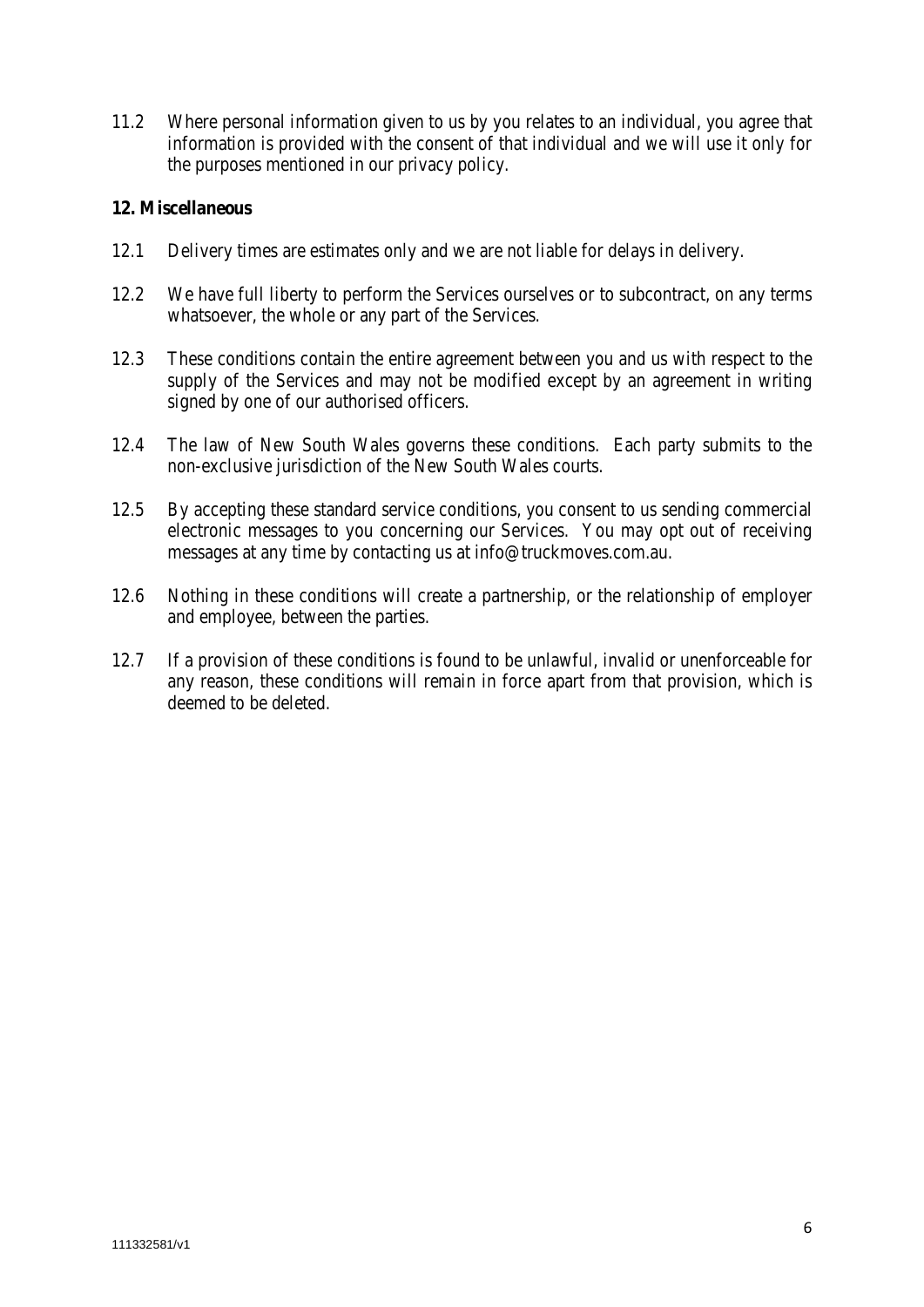11.2 Where personal information given to us by you relates to an individual, you agree that information is provided with the consent of that individual and we will use it only for the purposes mentioned in our privacy policy.

**12. Miscellaneous**

12.1 Delivery times are estimates only and we are not liable for delays in delivery.

12.2 We have full liberty to perform the Services ourselves or to subcontract, on any terms whatsoever, the whole or any part of the Services.

12.3 These conditions contain the entire agreement between you and us with respect to the supply of the Services and may not be modified except by an agreement in writing signed by one of our authorised officers.

12.4 The law of New South Wales governs these conditions. Each party submits to the non-exclusive jurisdiction of the New South Wales courts.

12.5 By accepting these standard service conditions, you consent to us sending commercial electronic messages to you concerning our Services. You may opt out of receiving messages at any time by contacting us at info@truckmoves.com.au.

12.6 Nothing in these conditions will create a partnership, or the relationship of employer and employee, between the parties.

12.7 If a provision of these conditions is found to be unlawful, invalid or unenforceable for any reason, these conditions will remain in force apart from that provision, which is deemed to be deleted.

111332581/v1